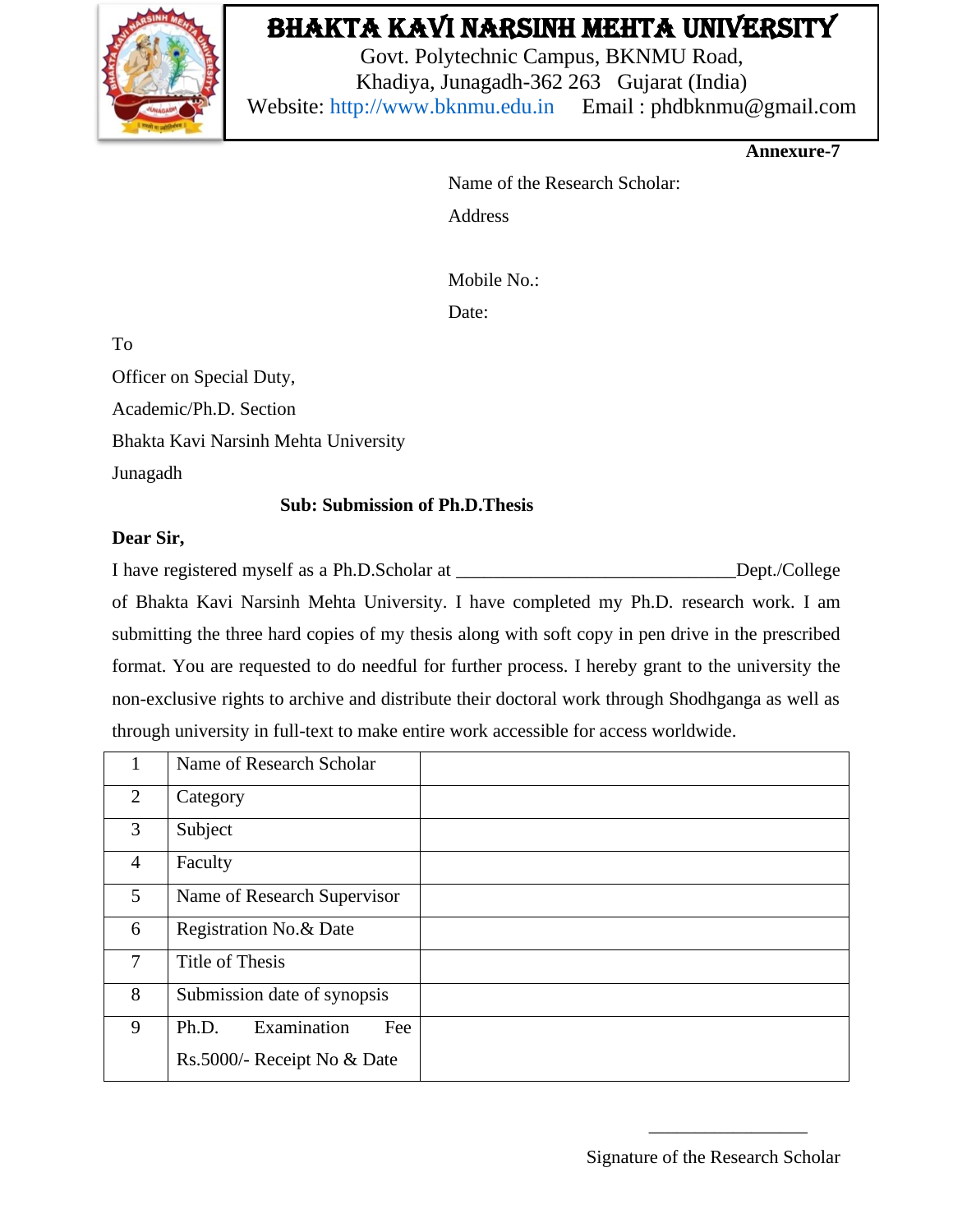# BHAKTA KAVI NARSINH MEHTA UNIVERSITY

Govt. Polytechnic Campus, BKNMU Road,
Khadiya, Junagadh-362 263 Gujarat (India)
Website: http://www.bknmu.edu.in Email : phdbknmu@gmail.com

**Annexure-7**

Name of the Research Scholar:

Address

Mobile No.:

Date:

To

Officer on Special Duty,

Academic/Ph.D. Section

Bhakta Kavi Narsinh Mehta University

Junagadh

**Sub: Submission of Ph.D.Thesis**

**Dear Sir,**

I have registered myself as a Ph.D.Scholar at ______________________________Dept./College of Bhakta Kavi Narsinh Mehta University. I have completed my Ph.D. research work. I am submitting the three hard copies of my thesis along with soft copy in pen drive in the prescribed format. You are requested to do needful for further process. I hereby grant to the university the non-exclusive rights to archive and distribute their doctoral work through Shodhganga as well as through university in full-text to make entire work accessible for access worldwide.

| | | |
|---|---|---|
| 1 | Name of Research Scholar | |
| 2 | Category | |
| 3 | Subject | |
| 4 | Faculty | |
| 5 | Name of Research Supervisor | |
| 6 | Registration No.& Date | |
| 7 | Title of Thesis | |
| 8 | Submission date of synopsis | |
| 9 | Ph.D. Examination Fee Rs.5000/- Receipt No & Date | |

_________________

Signature of the Research Scholar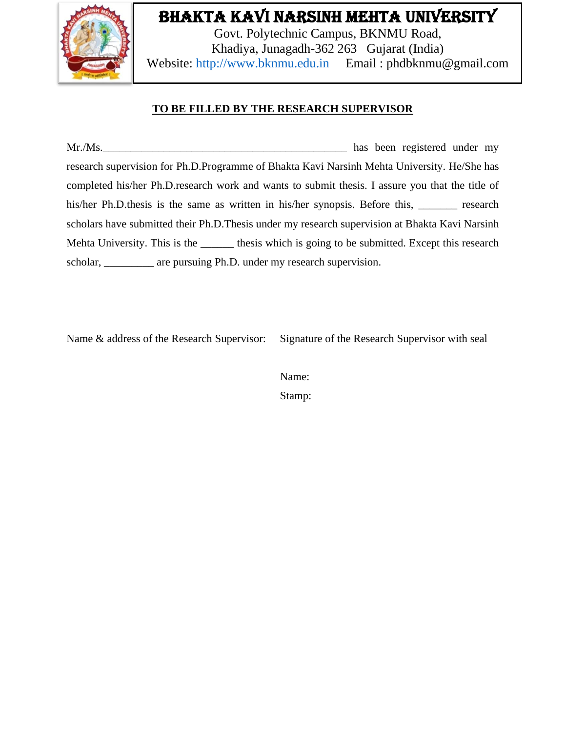# BHAKTA KAVI NARSINH MEHTA UNIVERSITY

Govt. Polytechnic Campus, BKNMU Road,
Khadiya, Junagadh-362 263 Gujarat (India)
Website: http://www.bknmu.edu.in Email : phdbknmu@gmail.com

**TO BE FILLED BY THE RESEARCH SUPERVISOR**

Mr./Ms.______________________________________________ has been registered under my research supervision for Ph.D.Programme of Bhakta Kavi Narsinh Mehta University. He/She has completed his/her Ph.D.research work and wants to submit thesis. I assure you that the title of his/her Ph.D.thesis is the same as written in his/her synopsis. Before this, _______ research scholars have submitted their Ph.D.Thesis under my research supervision at Bhakta Kavi Narsinh Mehta University. This is the ______ thesis which is going to be submitted. Except this research scholar, _________ are pursuing Ph.D. under my research supervision.

Name & address of the Research Supervisor:

Signature of the Research Supervisor with seal

Name:

Stamp: